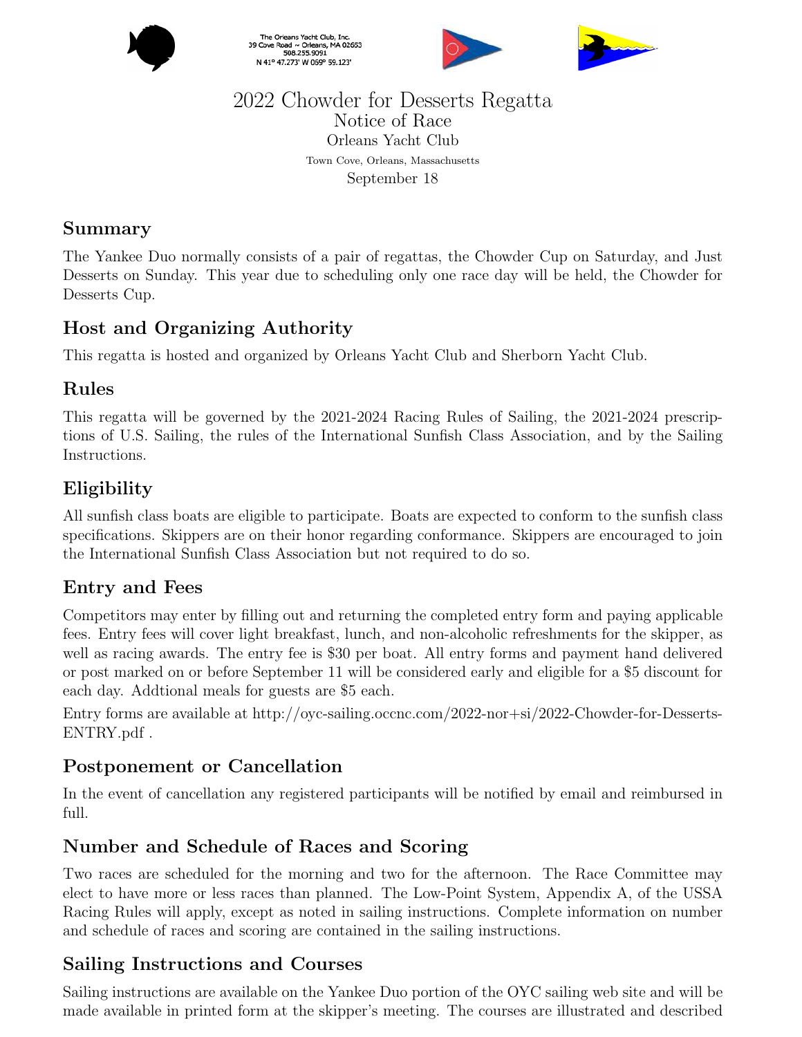The Orleans Yacht Club, Inc.
39 Cove Road ~ Orleans, MA 02653
508.255.9091
N 41° 47.273' W 069° 59.123'

# 2022 Chowder for Desserts Regatta

Notice of Race

Orleans Yacht Club

Town Cove, Orleans, Massachusetts

September 18

## Summary

The Yankee Duo normally consists of a pair of regattas, the Chowder Cup on Saturday, and Just Desserts on Sunday. This year due to scheduling only one race day will be held, the Chowder for Desserts Cup.

## Host and Organizing Authority

This regatta is hosted and organized by Orleans Yacht Club and Sherborn Yacht Club.

## Rules

This regatta will be governed by the 2021-2024 Racing Rules of Sailing, the 2021-2024 prescriptions of U.S. Sailing, the rules of the International Sunfish Class Association, and by the Sailing Instructions.

## Eligibility

All sunfish class boats are eligible to participate. Boats are expected to conform to the sunfish class specifications. Skippers are on their honor regarding conformance. Skippers are encouraged to join the International Sunfish Class Association but not required to do so.

## Entry and Fees

Competitors may enter by filling out and returning the completed entry form and paying applicable fees. Entry fees will cover light breakfast, lunch, and non-alcoholic refreshments for the skipper, as well as racing awards. The entry fee is $30 per boat. All entry forms and payment hand delivered or post marked on or before September 11 will be considered early and eligible for a $5 discount for each day. Addtional meals for guests are $5 each.

Entry forms are available at http://oyc-sailing.occnc.com/2022-nor+si/2022-Chowder-for-Desserts-ENTRY.pdf .

## Postponement or Cancellation

In the event of cancellation any registered participants will be notified by email and reimbursed in full.

## Number and Schedule of Races and Scoring

Two races are scheduled for the morning and two for the afternoon. The Race Committee may elect to have more or less races than planned. The Low-Point System, Appendix A, of the USSA Racing Rules will apply, except as noted in sailing instructions. Complete information on number and schedule of races and scoring are contained in the sailing instructions.

## Sailing Instructions and Courses

Sailing instructions are available on the Yankee Duo portion of the OYC sailing web site and will be made available in printed form at the skipper's meeting. The courses are illustrated and described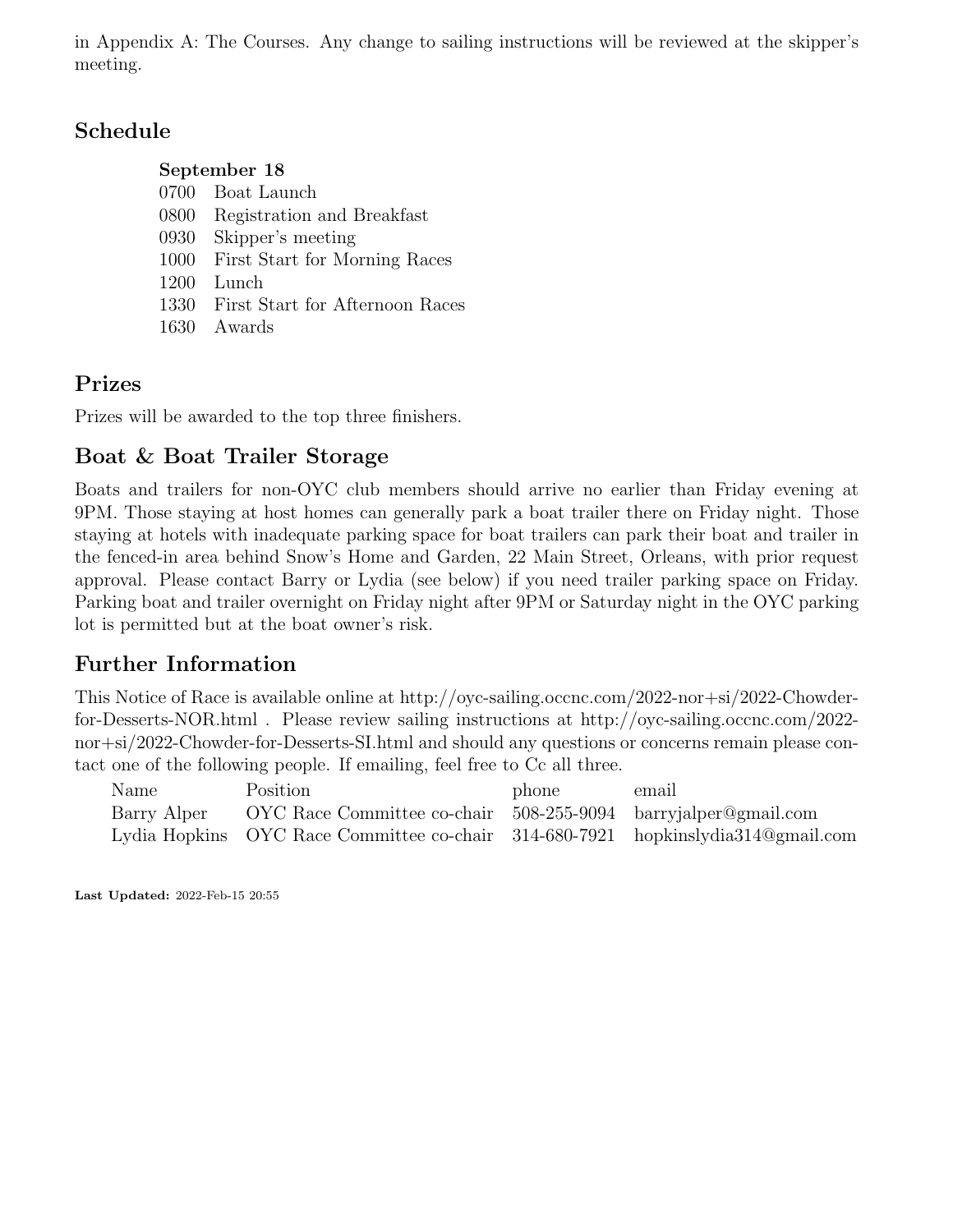in Appendix A: The Courses. Any change to sailing instructions will be reviewed at the skipper's meeting.

## Schedule

**September 18**

| | |
|---|---|
| 0700 | Boat Launch |
| 0800 | Registration and Breakfast |
| 0930 | Skipper's meeting |
| 1000 | First Start for Morning Races |
| 1200 | Lunch |
| 1330 | First Start for Afternoon Races |
| 1630 | Awards |

## Prizes

Prizes will be awarded to the top three finishers.

## Boat & Boat Trailer Storage

Boats and trailers for non-OYC club members should arrive no earlier than Friday evening at 9PM. Those staying at host homes can generally park a boat trailer there on Friday night. Those staying at hotels with inadequate parking space for boat trailers can park their boat and trailer in the fenced-in area behind Snow's Home and Garden, 22 Main Street, Orleans, with prior request approval. Please contact Barry or Lydia (see below) if you need trailer parking space on Friday. Parking boat and trailer overnight on Friday night after 9PM or Saturday night in the OYC parking lot is permitted but at the boat owner's risk.

## Further Information

This Notice of Race is available online at http://oyc-sailing.occnc.com/2022-nor+si/2022-Chowder-for-Desserts-NOR.html . Please review sailing instructions at http://oyc-sailing.occnc.com/2022-nor+si/2022-Chowder-for-Desserts-SI.html and should any questions or concerns remain please contact one of the following people. If emailing, feel free to Cc all three.

| Name | Position | phone | email |
|---|---|---|---|
| Barry Alper | OYC Race Committee co-chair | 508-255-9094 | barryjalper@gmail.com |
| Lydia Hopkins | OYC Race Committee co-chair | 314-680-7921 | hopkinslydia314@gmail.com |

**Last Updated:** 2022-Feb-15 20:55